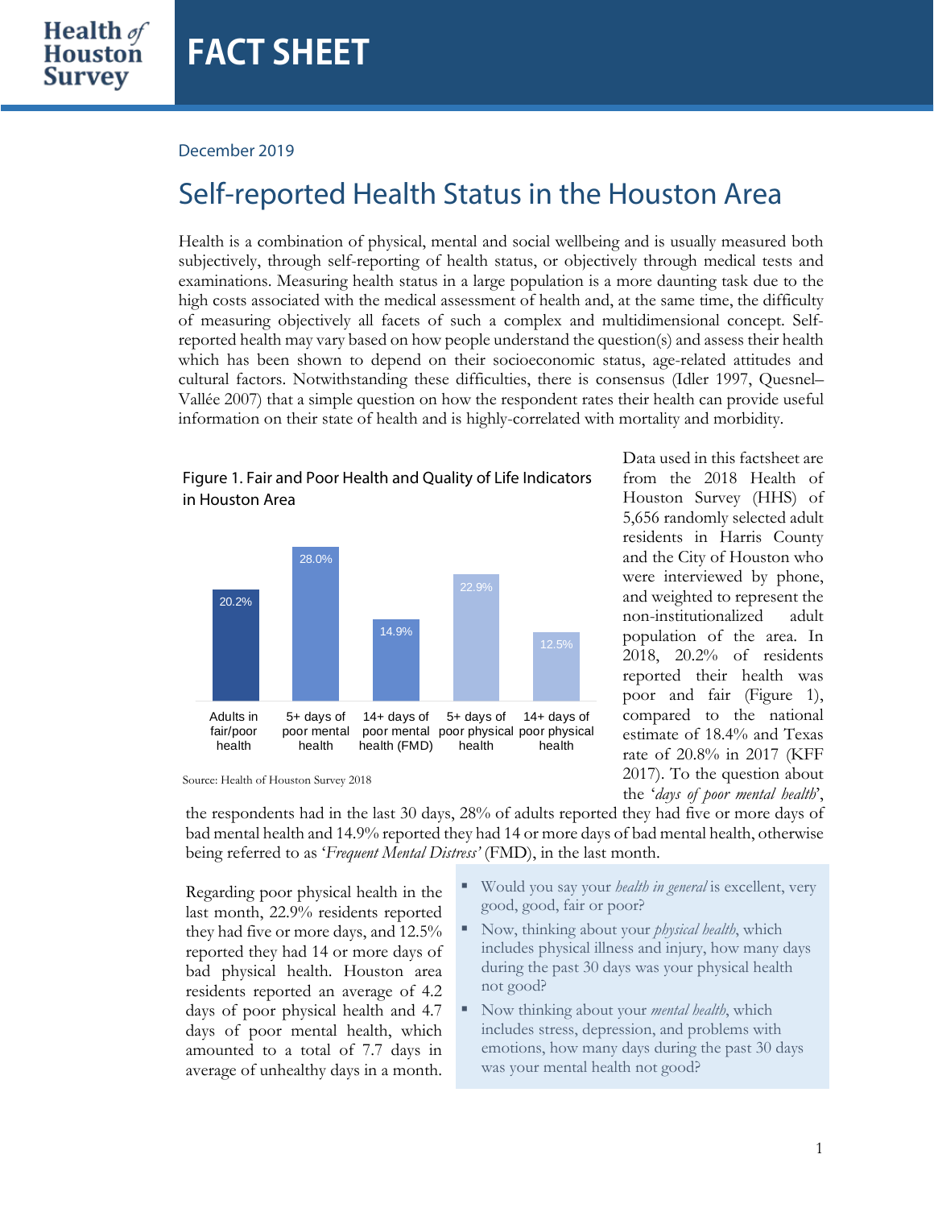Health *of* Houston Survey

# FACT SHEET

December 2019

## Self-reported Health Status in the Houston Area

Health is a combination of physical, mental and social wellbeing and is usually measured both subjectively, through self-reporting of health status, or objectively through medical tests and examinations. Measuring health status in a large population is a more daunting task due to the high costs associated with the medical assessment of health and, at the same time, the difficulty of measuring objectively all facets of such a complex and multidimensional concept. Self-reported health may vary based on how people understand the question(s) and assess their health which has been shown to depend on their socioeconomic status, age-related attitudes and cultural factors. Notwithstanding these difficulties, there is consensus (Idler 1997, Quesnel–Vallée 2007) that a simple question on how the respondent rates their health can provide useful information on their state of health and is highly-correlated with mortality and morbidity.

Figure 1. Fair and Poor Health and Quality of Life Indicators in Houston Area

| Indicator | Percent |
|---|---|
| Adults in fair/poor health | 20.2% |
| 5+ days of poor mental health | 28.0% |
| 14+ days of poor mental health (FMD) | 14.9% |
| 5+ days of poor physical health | 22.9% |
| 14+ days of poor physical health | 12.5% |

Source: Health of Houston Survey 2018

Data used in this factsheet are from the 2018 Health of Houston Survey (HHS) of 5,656 randomly selected adult residents in Harris County and the City of Houston who were interviewed by phone, and weighted to represent the non-institutionalized adult population of the area. In 2018, 20.2% of residents reported their health was poor and fair (Figure 1), compared to the national estimate of 18.4% and Texas rate of 20.8% in 2017 (KFF 2017). To the question about the '*days of poor mental health*', the respondents had in the last 30 days, 28% of adults reported they had five or more days of bad mental health and 14.9% reported they had 14 or more days of bad mental health, otherwise being referred to as '*Frequent Mental Distress'* (FMD), in the last month.

Regarding poor physical health in the last month, 22.9% residents reported they had five or more days, and 12.5% reported they had 14 or more days of bad physical health. Houston area residents reported an average of 4.2 days of poor physical health and 4.7 days of poor mental health, which amounted to a total of 7.7 days in average of unhealthy days in a month.

- Would you say your *health in general* is excellent, very good, good, fair or poor?
- Now, thinking about your *physical health*, which includes physical illness and injury, how many days during the past 30 days was your physical health not good?
- Now thinking about your *mental health*, which includes stress, depression, and problems with emotions, how many days during the past 30 days was your mental health not good?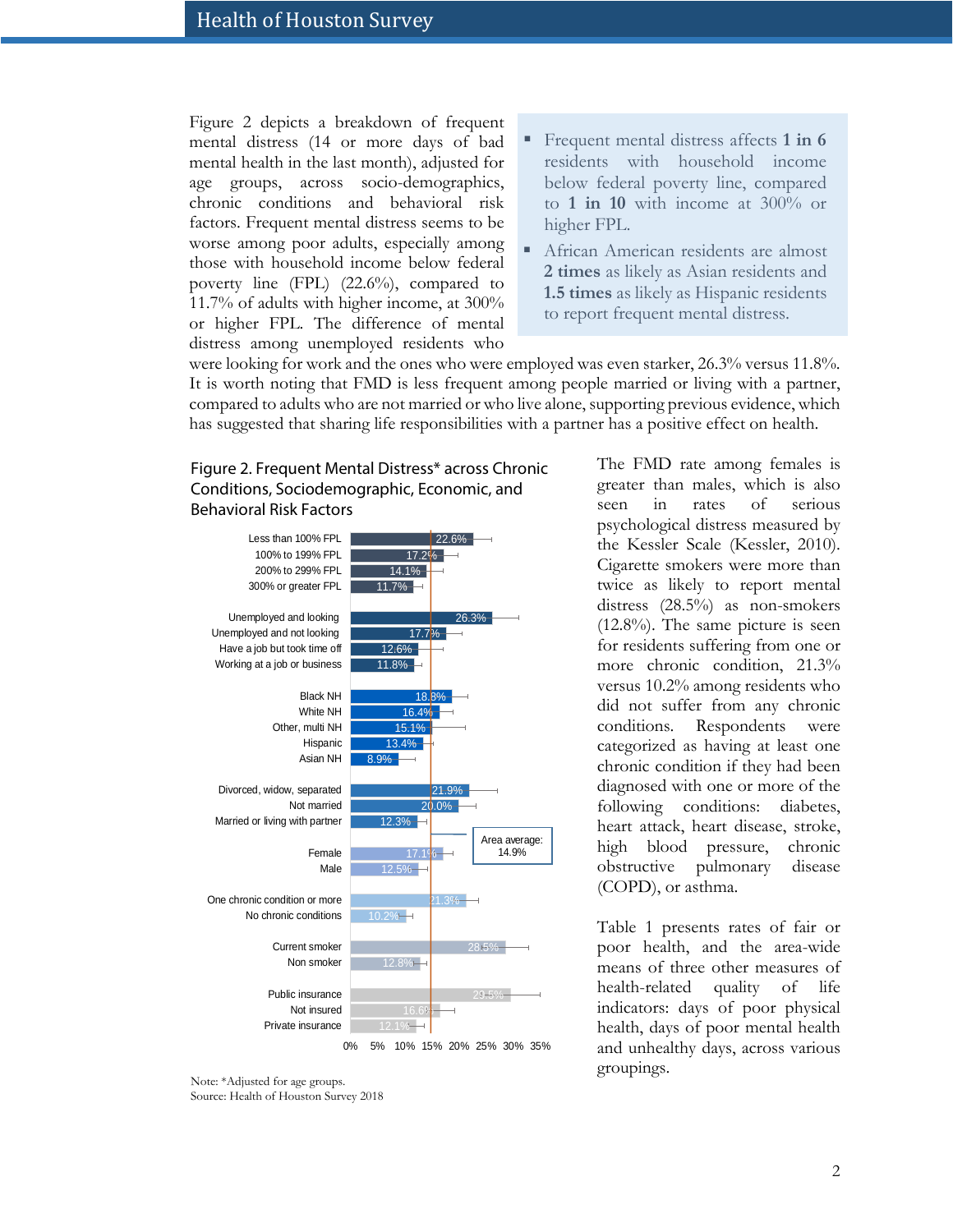Figure 2 depicts a breakdown of frequent mental distress (14 or more days of bad mental health in the last month), adjusted for age groups, across socio-demographics, chronic conditions and behavioral risk factors. Frequent mental distress seems to be worse among poor adults, especially among those with household income below federal poverty line (FPL) (22.6%), compared to 11.7% of adults with higher income, at 300% or higher FPL. The difference of mental distress among unemployed residents who were looking for work and the ones who were employed was even starker, 26.3% versus 11.8%. It is worth noting that FMD is less frequent among people married or living with a partner, compared to adults who are not married or who live alone, supporting previous evidence, which has suggested that sharing life responsibilities with a partner has a positive effect on health.

- Frequent mental distress affects **1 in 6** residents with household income below federal poverty line, compared to **1 in 10** with income at 300% or higher FPL.
- African American residents are almost **2 times** as likely as Asian residents and **1.5 times** as likely as Hispanic residents to report frequent mental distress.

**Figure 2. Frequent Mental Distress* across Chronic Conditions, Sociodemographic, Economic, and Behavioral Risk Factors**

| Group | Frequent Mental Distress* |
|---|---|
| Less than 100% FPL | 22.6% |
| 100% to 199% FPL | 17.2% |
| 200% to 299% FPL | 14.1% |
| 300% or greater FPL | 11.7% |
| Unemployed and looking | 26.3% |
| Unemployed and not looking | 17.7% |
| Have a job but took time off | 12.6% |
| Working at a job or business | 11.8% |
| Black NH | 18.8% |
| White NH | 16.4% |
| Other, multi NH | 15.1% |
| Hispanic | 13.4% |
| Asian NH | 8.9% |
| Divorced, widow, separated | 21.9% |
| Not married | 20.0% |
| Married or living with partner | 12.3% |
| Female | 17.1% |
| Male | 12.5% |
| One chronic condition or more | 21.3% |
| No chronic conditions | 10.2% |
| Current smoker | 28.5% |
| Non smoker | 12.8% |
| Public insurance | 29.5% |
| Not insured | 16.6% |
| Private insurance | 12.1% |

Area average: 14.9%

Note: *Adjusted for age groups.
Source: Health of Houston Survey 2018

The FMD rate among females is greater than males, which is also seen in rates of serious psychological distress measured by the Kessler Scale (Kessler, 2010). Cigarette smokers were more than twice as likely to report mental distress (28.5%) as non-smokers (12.8%). The same picture is seen for residents suffering from one or more chronic condition, 21.3% versus 10.2% among residents who did not suffer from any chronic conditions. Respondents were categorized as having at least one chronic condition if they had been diagnosed with one or more of the following conditions: diabetes, heart attack, heart disease, stroke, high blood pressure, chronic obstructive pulmonary disease (COPD), or asthma.

Table 1 presents rates of fair or poor health, and the area-wide means of three other measures of health-related quality of life indicators: days of poor physical health, days of poor mental health and unhealthy days, across various groupings.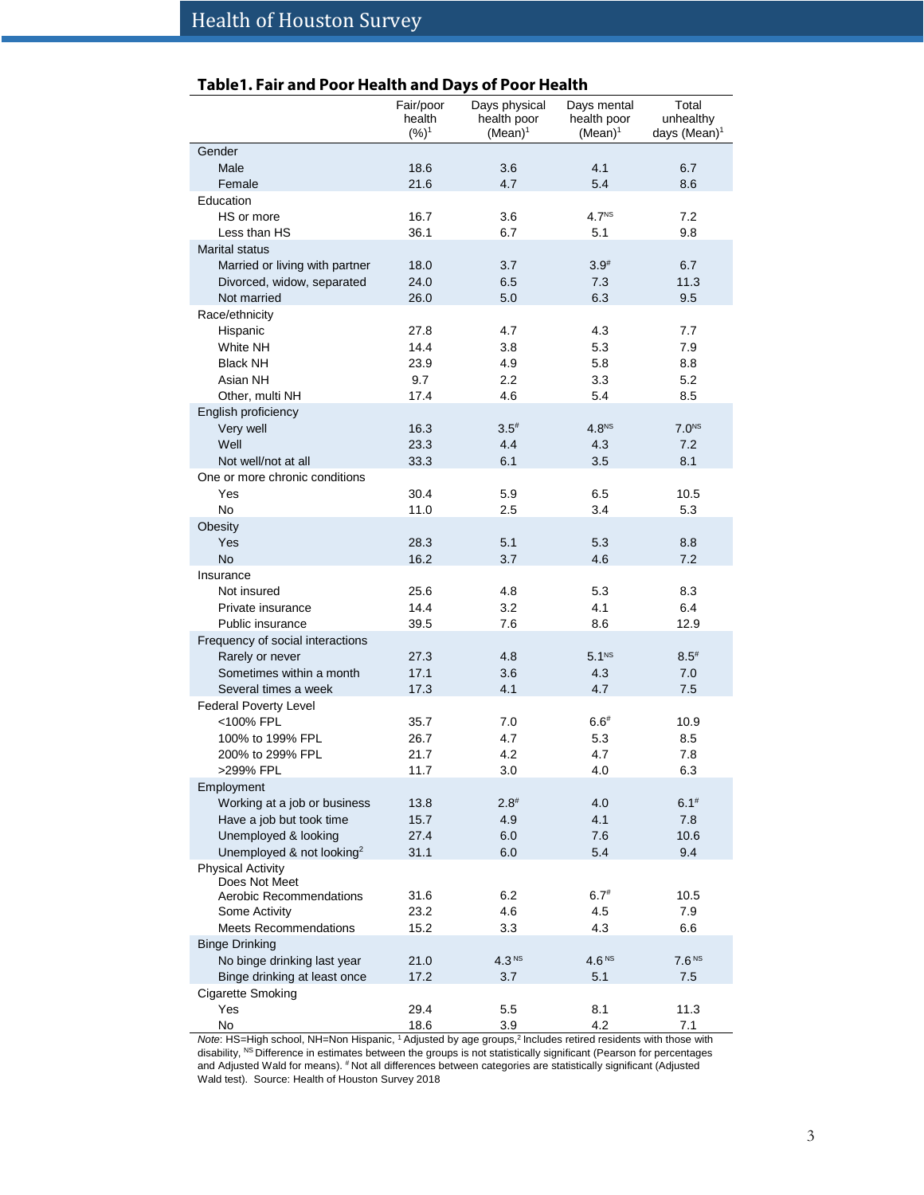## Table1. Fair and Poor Health and Days of Poor Health

| | Fair/poor health (%)[1] | Days physical health poor (Mean)[1] | Days mental health poor (Mean)[1] | Total unhealthy days (Mean)[1] |
|---|---|---|---|---|
| **Gender** | | | | |
| Male | 18.6 | 3.6 | 4.1 | 6.7 |
| Female | 21.6 | 4.7 | 5.4 | 8.6 |
| **Education** | | | | |
| HS or more | 16.7 | 3.6 | 4.7[NS] | 7.2 |
| Less than HS | 36.1 | 6.7 | 5.1 | 9.8 |
| **Marital status** | | | | |
| Married or living with partner | 18.0 | 3.7 | 3.9[#] | 6.7 |
| Divorced, widow, separated | 24.0 | 6.5 | 7.3 | 11.3 |
| Not married | 26.0 | 5.0 | 6.3 | 9.5 |
| **Race/ethnicity** | | | | |
| Hispanic | 27.8 | 4.7 | 4.3 | 7.7 |
| White NH | 14.4 | 3.8 | 5.3 | 7.9 |
| Black NH | 23.9 | 4.9 | 5.8 | 8.8 |
| Asian NH | 9.7 | 2.2 | 3.3 | 5.2 |
| Other, multi NH | 17.4 | 4.6 | 5.4 | 8.5 |
| **English proficiency** | | | | |
| Very well | 16.3 | 3.5[#] | 4.8[NS] | 7.0[NS] |
| Well | 23.3 | 4.4 | 4.3 | 7.2 |
| Not well/not at all | 33.3 | 6.1 | 3.5 | 8.1 |
| **One or more chronic conditions** | | | | |
| Yes | 30.4 | 5.9 | 6.5 | 10.5 |
| No | 11.0 | 2.5 | 3.4 | 5.3 |
| **Obesity** | | | | |
| Yes | 28.3 | 5.1 | 5.3 | 8.8 |
| No | 16.2 | 3.7 | 4.6 | 7.2 |
| **Insurance** | | | | |
| Not insured | 25.6 | 4.8 | 5.3 | 8.3 |
| Private insurance | 14.4 | 3.2 | 4.1 | 6.4 |
| Public insurance | 39.5 | 7.6 | 8.6 | 12.9 |
| **Frequency of social interactions** | | | | |
| Rarely or never | 27.3 | 4.8 | 5.1[NS] | 8.5[#] |
| Sometimes within a month | 17.1 | 3.6 | 4.3 | 7.0 |
| Several times a week | 17.3 | 4.1 | 4.7 | 7.5 |
| **Federal Poverty Level** | | | | |
| <100% FPL | 35.7 | 7.0 | 6.6[#] | 10.9 |
| 100% to 199% FPL | 26.7 | 4.7 | 5.3 | 8.5 |
| 200% to 299% FPL | 21.7 | 4.2 | 4.7 | 7.8 |
| >299% FPL | 11.7 | 3.0 | 4.0 | 6.3 |
| **Employment** | | | | |
| Working at a job or business | 13.8 | 2.8[#] | 4.0 | 6.1[#] |
| Have a job but took time | 15.7 | 4.9 | 4.1 | 7.8 |
| Unemployed & looking | 27.4 | 6.0 | 7.6 | 10.6 |
| Unemployed & not looking[2] | 31.1 | 6.0 | 5.4 | 9.4 |
| **Physical Activity** | | | | |
| Does Not Meet Aerobic Recommendations | 31.6 | 6.2 | 6.7[#] | 10.5 |
| Some Activity | 23.2 | 4.6 | 4.5 | 7.9 |
| Meets Recommendations | 15.2 | 3.3 | 4.3 | 6.6 |
| **Binge Drinking** | | | | |
| No binge drinking last year | 21.0 | 4.3[NS] | 4.6[NS] | 7.6[NS] |
| Binge drinking at least once | 17.2 | 3.7 | 5.1 | 7.5 |
| **Cigarette Smoking** | | | | |
| Yes | 29.4 | 5.5 | 8.1 | 11.3 |
| No | 18.6 | 3.9 | 4.2 | 7.1 |

*Note*: HS=High school, NH=Non Hispanic, [1] Adjusted by age groups,[2] Includes retired residents with those with disability, [NS] Difference in estimates between the groups is not statistically significant (Pearson for percentages and Adjusted Wald for means). [#] Not all differences between categories are statistically significant (Adjusted Wald test). Source: Health of Houston Survey 2018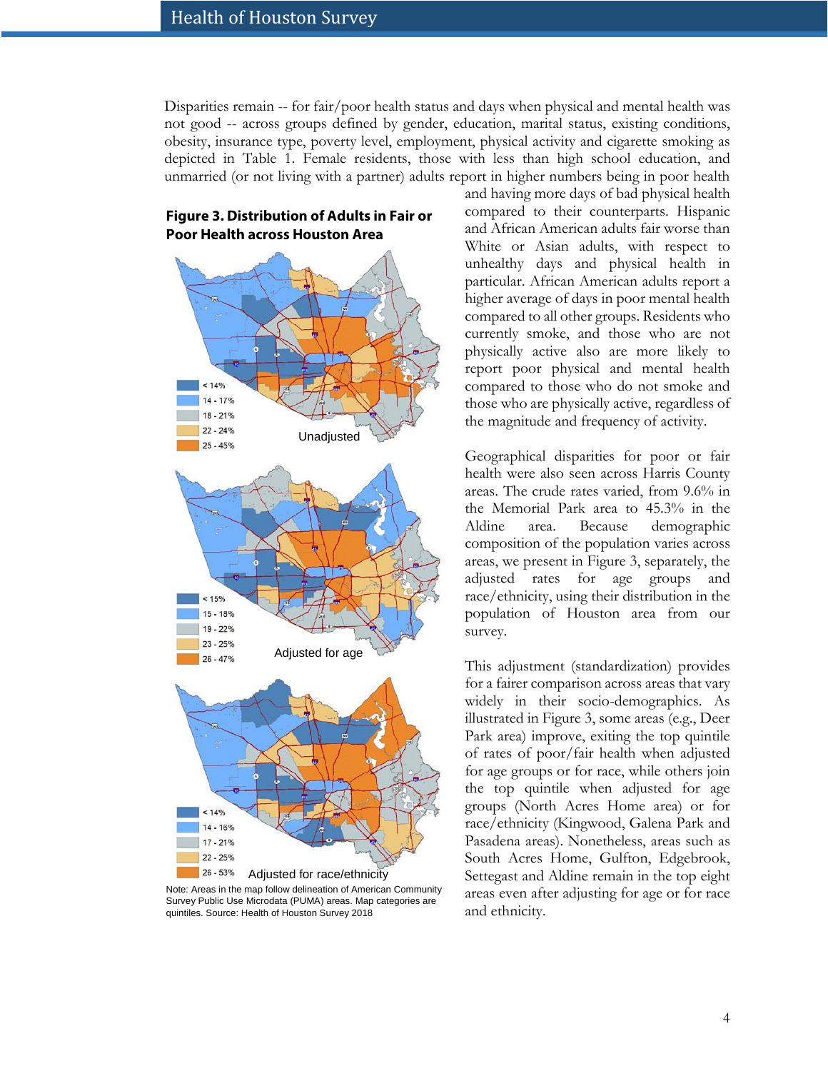Disparities remain -- for fair/poor health status and days when physical and mental health was not good -- across groups defined by gender, education, marital status, existing conditions, obesity, insurance type, poverty level, employment, physical activity and cigarette smoking as depicted in Table 1. Female residents, those with less than high school education, and unmarried (or not living with a partner) adults report in higher numbers being in poor health and having more days of bad physical health compared to their counterparts. Hispanic and African American adults fair worse than White or Asian adults, with respect to unhealthy days and physical health in particular. African American adults report a higher average of days in poor mental health compared to all other groups. Residents who currently smoke, and those who are not physically active also are more likely to report poor physical and mental health compared to those who do not smoke and those who are physically active, regardless of the magnitude and frequency of activity.

**Figure 3. Distribution of Adults in Fair or Poor Health across Houston Area**

Unadjusted: < 14%; 14 - 17%; 18 - 21%; 22 - 24%; 25 - 45%

Adjusted for age: < 15%; 15 - 18%; 19 - 22%; 23 - 25%; 26 - 47%

Adjusted for race/ethnicity: < 14%; 14 - 16%; 17 - 21%; 22 - 25%; 26 - 53%

Note: Areas in the map follow delineation of American Community Survey Public Use Microdata (PUMA) areas. Map categories are quintiles. Source: Health of Houston Survey 2018

Geographical disparities for poor or fair health were also seen across Harris County areas. The crude rates varied, from 9.6% in the Memorial Park area to 45.3% in the Aldine area. Because demographic composition of the population varies across areas, we present in Figure 3, separately, the adjusted rates for age groups and race/ethnicity, using their distribution in the population of Houston area from our survey.

This adjustment (standardization) provides for a fairer comparison across areas that vary widely in their socio-demographics. As illustrated in Figure 3, some areas (e.g., Deer Park area) improve, exiting the top quintile of rates of poor/fair health when adjusted for age groups or for race, while others join the top quintile when adjusted for age groups (North Acres Home area) or for race/ethnicity (Kingwood, Galena Park and Pasadena areas). Nonetheless, areas such as South Acres Home, Gulfton, Edgebrook, Settegast and Aldine remain in the top eight areas even after adjusting for age or for race and ethnicity.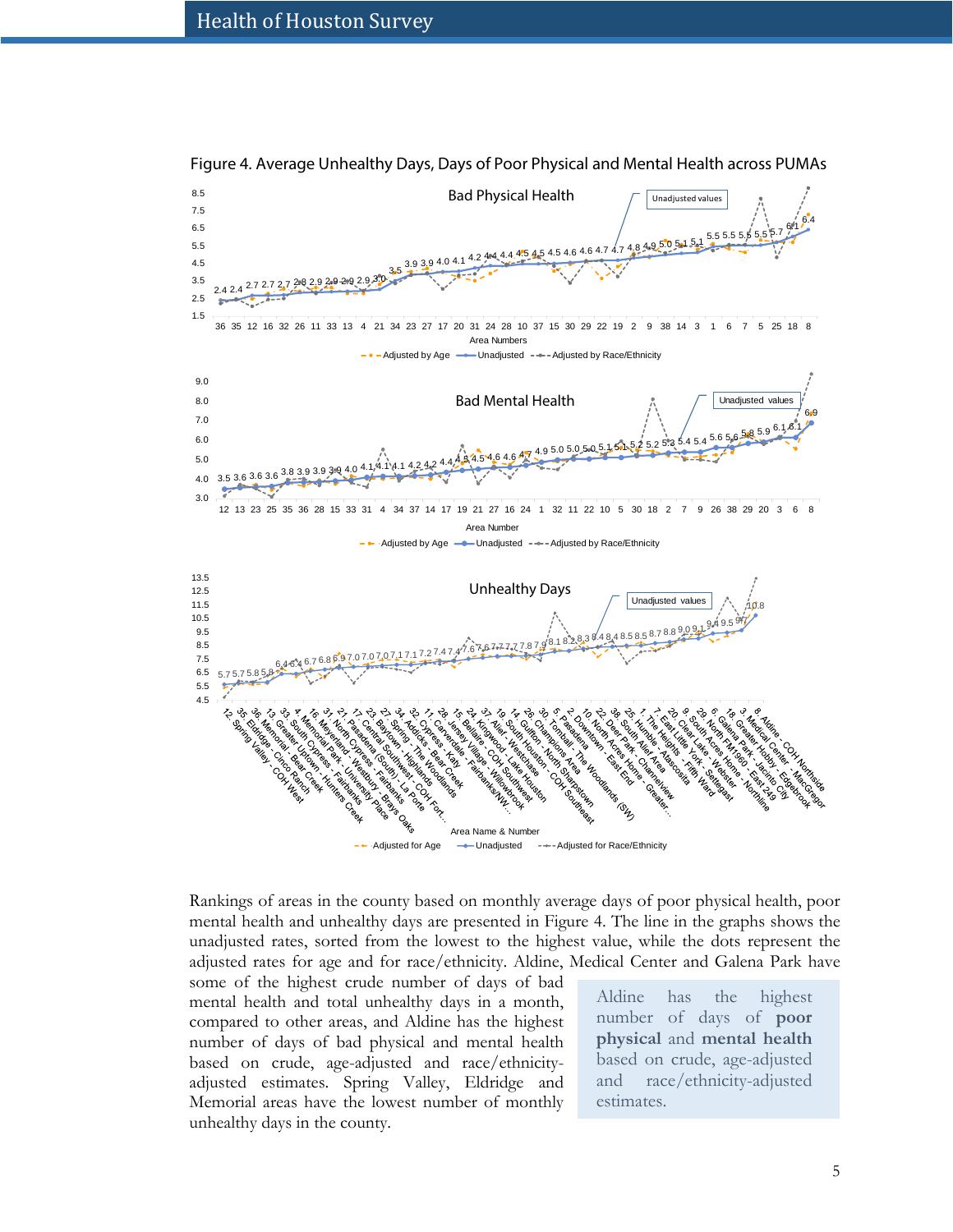Figure 4. Average Unhealthy Days, Days of Poor Physical and Mental Health across PUMAs

Rankings of areas in the county based on monthly average days of poor physical health, poor mental health and unhealthy days are presented in Figure 4. The line in the graphs shows the unadjusted rates, sorted from the lowest to the highest value, while the dots represent the adjusted rates for age and for race/ethnicity. Aldine, Medical Center and Galena Park have some of the highest crude number of days of bad mental health and total unhealthy days in a month, compared to other areas, and Aldine has the highest number of days of bad physical and mental health based on crude, age-adjusted and race/ethnicity-adjusted estimates. Spring Valley, Eldridge and Memorial areas have the lowest number of monthly unhealthy days in the county.

> Aldine has the highest number of days of **poor physical** and **mental health** based on crude, age-adjusted and race/ethnicity-adjusted estimates.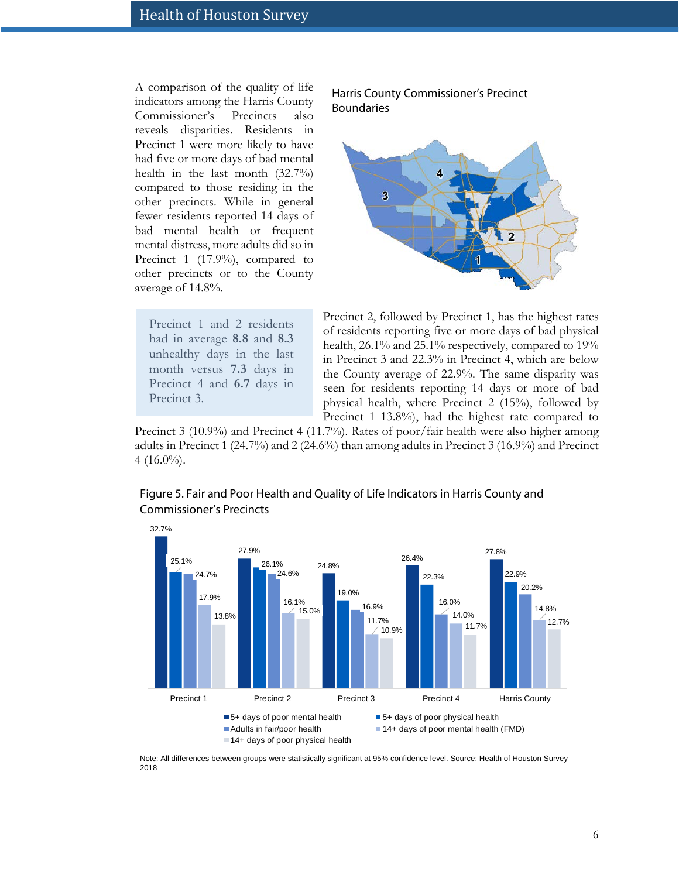A comparison of the quality of life indicators among the Harris County Commissioner's Precincts also reveals disparities. Residents in Precinct 1 were more likely to have had five or more days of bad mental health in the last month (32.7%) compared to those residing in the other precincts. While in general fewer residents reported 14 days of bad mental health or frequent mental distress, more adults did so in Precinct 1 (17.9%), compared to other precincts or to the County average of 14.8%.

Harris County Commissioner's Precinct Boundaries

> Precinct 1 and 2 residents had in average **8.8** and **8.3** unhealthy days in the last month versus **7.3** days in Precinct 4 and **6.7** days in Precinct 3.

Precinct 2, followed by Precinct 1, has the highest rates of residents reporting five or more days of bad physical health, 26.1% and 25.1% respectively, compared to 19% in Precinct 3 and 22.3% in Precinct 4, which are below the County average of 22.9%. The same disparity was seen for residents reporting 14 days or more of bad physical health, where Precinct 2 (15%), followed by Precinct 1 13.8%), had the highest rate compared to Precinct 3 (10.9%) and Precinct 4 (11.7%). Rates of poor/fair health were also higher among adults in Precinct 1 (24.7%) and 2 (24.6%) than among adults in Precinct 3 (16.9%) and Precinct 4 (16.0%).

Figure 5. Fair and Poor Health and Quality of Life Indicators in Harris County and Commissioner's Precincts

| | Precinct 1 | Precinct 2 | Precinct 3 | Precinct 4 | Harris County |
|---|---|---|---|---|---|
| 5+ days of poor mental health | 32.7% | 27.9% | 24.8% | 26.4% | 27.8% |
| 5+ days of poor physical health | 25.1% | 26.1% | 19.0% | 22.3% | 22.9% |
| Adults in fair/poor health | 24.7% | 24.6% | 16.9% | 16.0% | 20.2% |
| 14+ days of poor mental health (FMD) | 17.9% | 16.1% | 11.7% | 14.0% | 14.8% |
| 14+ days of poor physical health | 13.8% | 15.0% | 10.9% | 11.7% | 12.7% |

Note: All differences between groups were statistically significant at 95% confidence level. Source: Health of Houston Survey 2018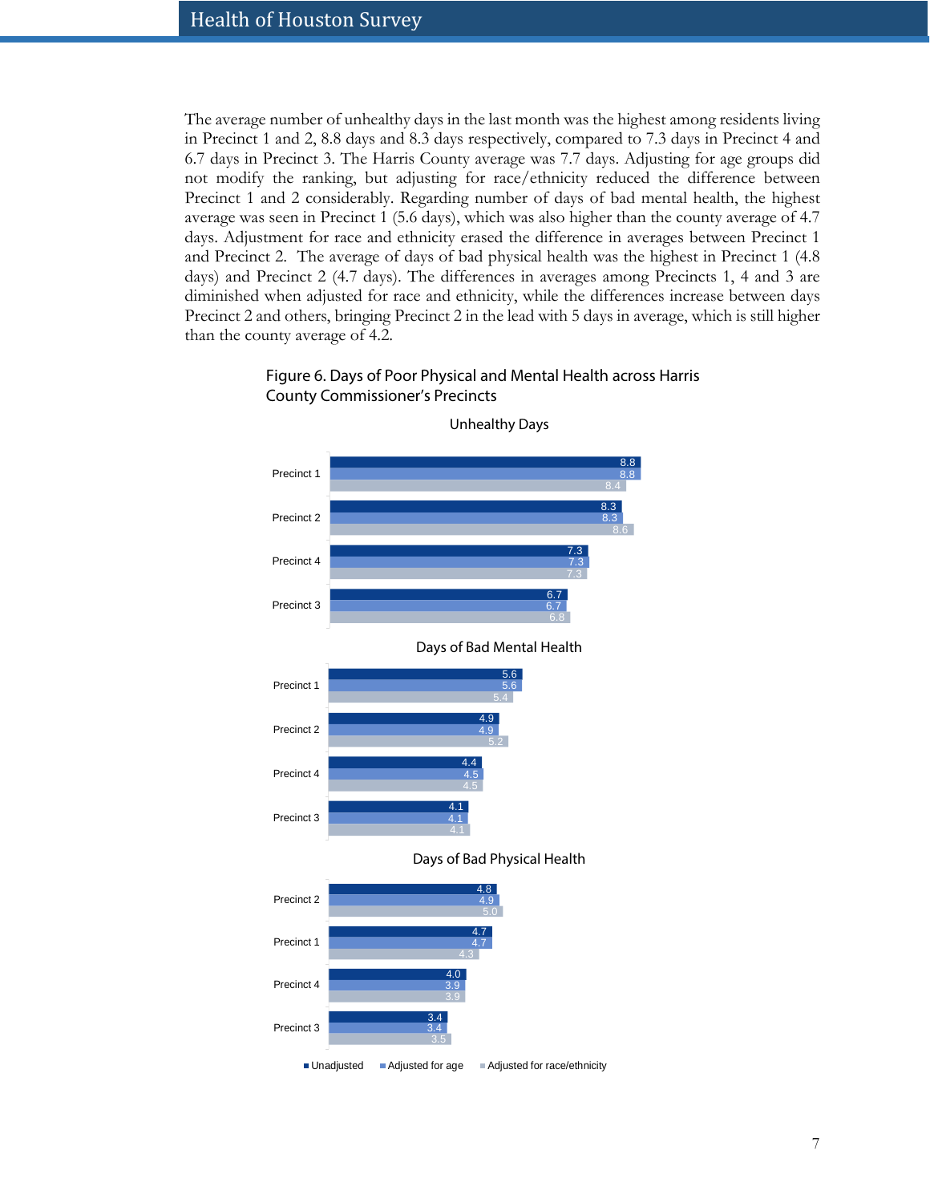The average number of unhealthy days in the last month was the highest among residents living in Precinct 1 and 2, 8.8 days and 8.3 days respectively, compared to 7.3 days in Precinct 4 and 6.7 days in Precinct 3. The Harris County average was 7.7 days. Adjusting for age groups did not modify the ranking, but adjusting for race/ethnicity reduced the difference between Precinct 1 and 2 considerably. Regarding number of days of bad mental health, the highest average was seen in Precinct 1 (5.6 days), which was also higher than the county average of 4.7 days. Adjustment for race and ethnicity erased the difference in averages between Precinct 1 and Precinct 2. The average of days of bad physical health was the highest in Precinct 1 (4.8 days) and Precinct 2 (4.7 days). The differences in averages among Precincts 1, 4 and 3 are diminished when adjusted for race and ethnicity, while the differences increase between days Precinct 2 and others, bringing Precinct 2 in the lead with 5 days in average, which is still higher than the county average of 4.2.

Figure 6. Days of Poor Physical and Mental Health across Harris County Commissioner's Precincts

**Unhealthy Days**

| Precinct | Unadjusted | Adjusted for age | Adjusted for race/ethnicity |
|---|---|---|---|
| Precinct 1 | 8.8 | 8.8 | 8.4 |
| Precinct 2 | 8.3 | 8.3 | 8.6 |
| Precinct 4 | 7.3 | 7.3 | 7.3 |
| Precinct 3 | 6.7 | 6.7 | 6.8 |

**Days of Bad Mental Health**

| Precinct | Unadjusted | Adjusted for age | Adjusted for race/ethnicity |
|---|---|---|---|
| Precinct 1 | 5.6 | 5.6 | 5.4 |
| Precinct 2 | 4.9 | 4.9 | 5.2 |
| Precinct 4 | 4.4 | 4.5 | 4.5 |
| Precinct 3 | 4.1 | 4.1 | 4.1 |

**Days of Bad Physical Health**

| Precinct | Unadjusted | Adjusted for age | Adjusted for race/ethnicity |
|---|---|---|---|
| Precinct 2 | 4.8 | 4.9 | 5.0 |
| Precinct 1 | 4.7 | 4.7 | 4.3 |
| Precinct 4 | 4.0 | 3.9 | 3.9 |
| Precinct 3 | 3.4 | 3.4 | 3.5 |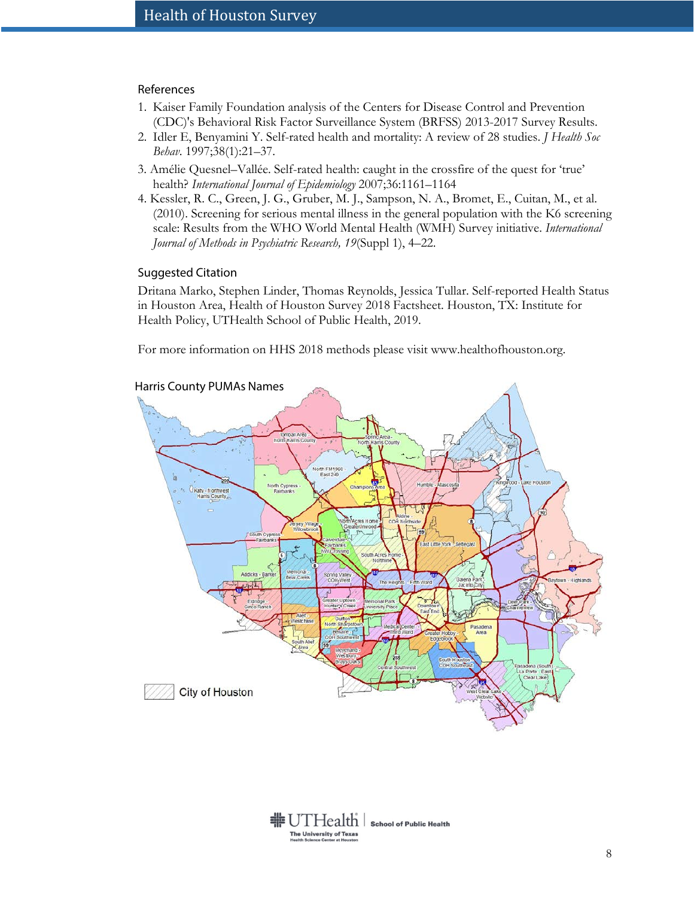## References

1. Kaiser Family Foundation analysis of the Centers for Disease Control and Prevention (CDC)'s Behavioral Risk Factor Surveillance System (BRFSS) 2013-2017 Survey Results.
2. Idler E, Benyamini Y. Self-rated health and mortality: A review of 28 studies. *J Health Soc Behav*. 1997;38(1):21–37.
3. Amélie Quesnel–Vallée. Self-rated health: caught in the crossfire of the quest for 'true' health? *International Journal of Epidemiology* 2007;36:1161–1164
4. Kessler, R. C., Green, J. G., Gruber, M. J., Sampson, N. A., Bromet, E., Cuitan, M., et al. (2010). Screening for serious mental illness in the general population with the K6 screening scale: Results from the WHO World Mental Health (WMH) Survey initiative. *International Journal of Methods in Psychiatric Research, 19*(Suppl 1), 4–22.

## Suggested Citation

Dritana Marko, Stephen Linder, Thomas Reynolds, Jessica Tullar. Self-reported Health Status in Houston Area, Health of Houston Survey 2018 Factsheet. Houston, TX: Institute for Health Policy, UTHealth School of Public Health, 2019.

For more information on HHS 2018 methods please visit www.healthofhouston.org.

Harris County PUMAs Names

Tomball Area - North Harris County
Spring Area - North Harris County
North FM1960 - East 249
Champions Area
Humble - Atascocita
Kingwood - Lake Houston
Katy - Northwest Harris County
North Cypress - Fairbanks
Jersey Village - Willowbrook
North Acres Home - Greater Inwood
Aldine - COH Northside
South Cypress - Fairbanks
Carverdale - Fairbanks - NW Crossing
South Acres Home - Northline
East Little York - Settegast
Addicks - Barker
Memorial - Bear Creek
Spring Valley - COH West
The Heights - Fifth Ward
Galena Park - Jacinto City
Baytown - Highlands
Eldridge - Cinco Ranch
Greater Uptown - Hunters Creek
Memorial Park - University Place
Downtown - East End
Deer Park - Channelview
Alief - Westchase
Gulfton - North Sharpstown
Bellaire - COH Southwest
Medical Center - Third Ward
Greater Hobby - Edgebrook
Pasadena Area
South Alief Area
Meyerland - Westbury - Braeswood
Central Southwest
South Houston - COH Southeast
Pasadena (South) - La Porte - East Clear Lake
West Clear Lake - Webster

City of Houston